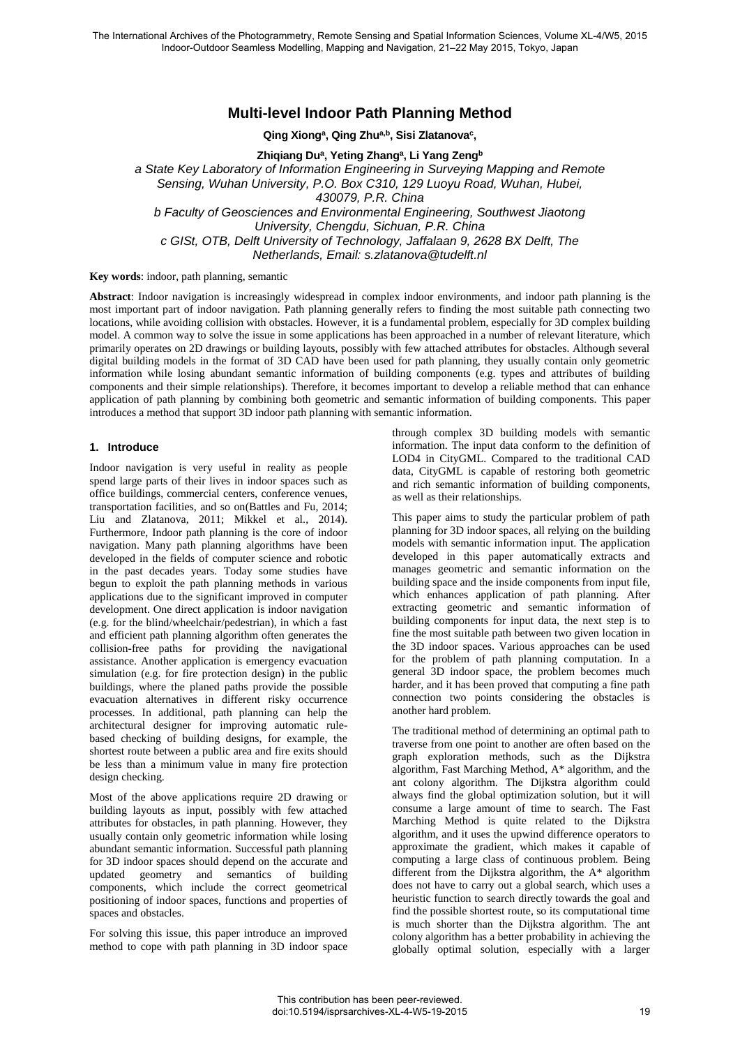# Multi-level Indoor Path Planning Method

**Qing Xiong[a], Qing Zhu[a,b], Sisi Zlatanova[c],**

**Zhiqiang Du[a], Yeting Zhang[a], Li Yang Zeng[b]**

*a State Key Laboratory of Information Engineering in Surveying Mapping and Remote Sensing, Wuhan University, P.O. Box C310, 129 Luoyu Road, Wuhan, Hubei, 430079, P.R. China*

*b Faculty of Geosciences and Environmental Engineering, Southwest Jiaotong University, Chengdu, Sichuan, P.R. China*

*c GISt, OTB, Delft University of Technology, Jaffalaan 9, 2628 BX Delft, The Netherlands, Email: s.zlatanova@tudelft.nl*

**Key words**: indoor, path planning, semantic

**Abstract**: Indoor navigation is increasingly widespread in complex indoor environments, and indoor path planning is the most important part of indoor navigation. Path planning generally refers to finding the most suitable path connecting two locations, while avoiding collision with obstacles. However, it is a fundamental problem, especially for 3D complex building model. A common way to solve the issue in some applications has been approached in a number of relevant literature, which primarily operates on 2D drawings or building layouts, possibly with few attached attributes for obstacles. Although several digital building models in the format of 3D CAD have been used for path planning, they usually contain only geometric information while losing abundant semantic information of building components (e.g. types and attributes of building components and their simple relationships). Therefore, it becomes important to develop a reliable method that can enhance application of path planning by combining both geometric and semantic information of building components. This paper introduces a method that support 3D indoor path planning with semantic information.

## 1. Introduce

Indoor navigation is very useful in reality as people spend large parts of their lives in indoor spaces such as office buildings, commercial centers, conference venues, transportation facilities, and so on(Battles and Fu, 2014; Liu and Zlatanova, 2011; Mikkel et al., 2014). Furthermore, Indoor path planning is the core of indoor navigation. Many path planning algorithms have been developed in the fields of computer science and robotic in the past decades years. Today some studies have begun to exploit the path planning methods in various applications due to the significant improved in computer development. One direct application is indoor navigation (e.g. for the blind/wheelchair/pedestrian), in which a fast and efficient path planning algorithm often generates the collision-free paths for providing the navigational assistance. Another application is emergency evacuation simulation (e.g. for fire protection design) in the public buildings, where the planed paths provide the possible evacuation alternatives in different risky occurrence processes. In additional, path planning can help the architectural designer for improving automatic rule-based checking of building designs, for example, the shortest route between a public area and fire exits should be less than a minimum value in many fire protection design checking.

Most of the above applications require 2D drawing or building layouts as input, possibly with few attached attributes for obstacles, in path planning. However, they usually contain only geometric information while losing abundant semantic information. Successful path planning for 3D indoor spaces should depend on the accurate and updated geometry and semantics of building components, which include the correct geometrical positioning of indoor spaces, functions and properties of spaces and obstacles.

For solving this issue, this paper introduce an improved method to cope with path planning in 3D indoor space through complex 3D building models with semantic information. The input data conform to the definition of LOD4 in CityGML. Compared to the traditional CAD data, CityGML is capable of restoring both geometric and rich semantic information of building components, as well as their relationships.

This paper aims to study the particular problem of path planning for 3D indoor spaces, all relying on the building models with semantic information input. The application developed in this paper automatically extracts and manages geometric and semantic information on the building space and the inside components from input file, which enhances application of path planning. After extracting geometric and semantic information of building components for input data, the next step is to fine the most suitable path between two given location in the 3D indoor spaces. Various approaches can be used for the problem of path planning computation. In a general 3D indoor space, the problem becomes much harder, and it has been proved that computing a fine path connection two points considering the obstacles is another hard problem.

The traditional method of determining an optimal path to traverse from one point to another are often based on the graph exploration methods, such as the Dijkstra algorithm, Fast Marching Method, A* algorithm, and the ant colony algorithm. The Dijkstra algorithm could always find the global optimization solution, but it will consume a large amount of time to search. The Fast Marching Method is quite related to the Dijkstra algorithm, and it uses the upwind difference operators to approximate the gradient, which makes it capable of computing a large class of continuous problem. Being different from the Dijkstra algorithm, the A* algorithm does not have to carry out a global search, which uses a heuristic function to search directly towards the goal and find the possible shortest route, so its computational time is much shorter than the Dijkstra algorithm. The ant colony algorithm has a better probability in achieving the globally optimal solution, especially with a larger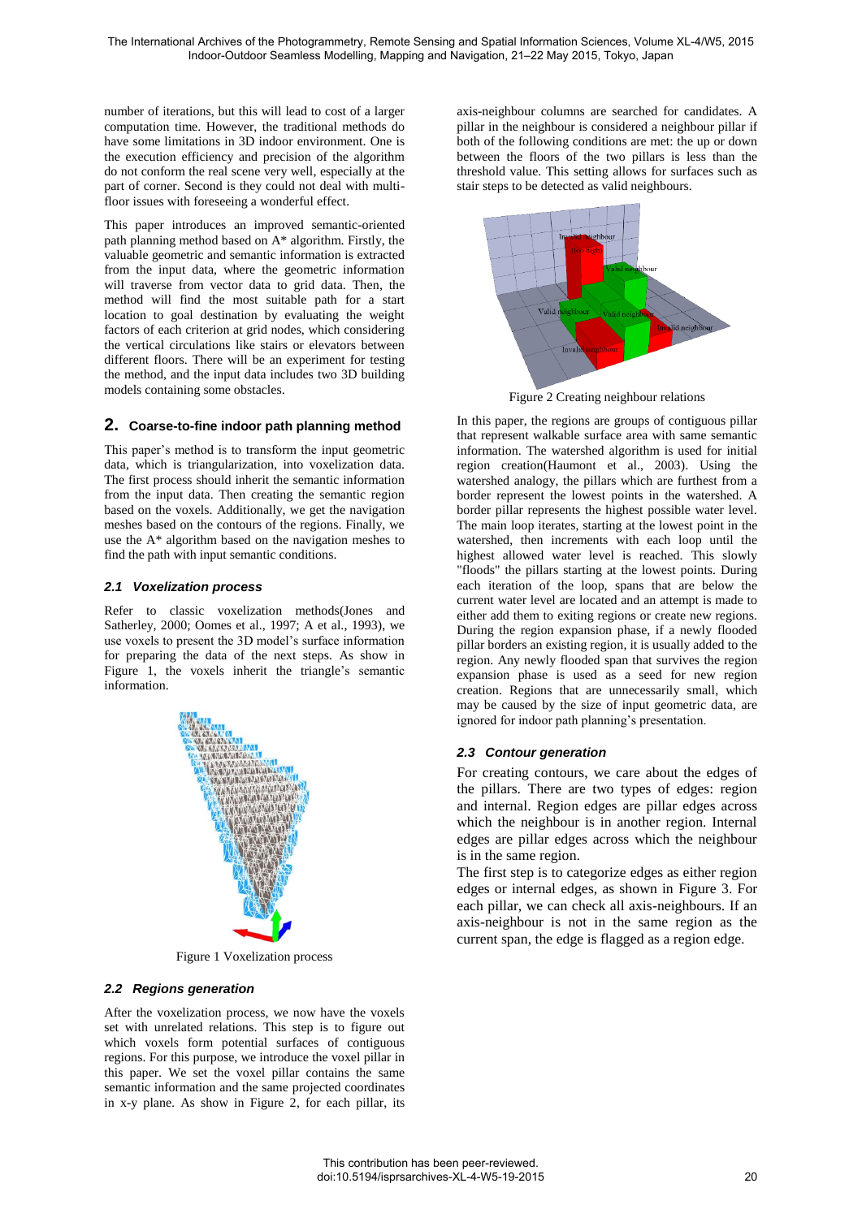number of iterations, but this will lead to cost of a larger computation time. However, the traditional methods do have some limitations in 3D indoor environment. One is the execution efficiency and precision of the algorithm do not conform the real scene very well, especially at the part of corner. Second is they could not deal with multi-floor issues with foreseeing a wonderful effect.

This paper introduces an improved semantic-oriented path planning method based on A* algorithm. Firstly, the valuable geometric and semantic information is extracted from the input data, where the geometric information will traverse from vector data to grid data. Then, the method will find the most suitable path for a start location to goal destination by evaluating the weight factors of each criterion at grid nodes, which considering the vertical circulations like stairs or elevators between different floors. There will be an experiment for testing the method, and the input data includes two 3D building models containing some obstacles.

## 2. Coarse-to-fine indoor path planning method

This paper's method is to transform the input geometric data, which is triangularization, into voxelization data. The first process should inherit the semantic information from the input data. Then creating the semantic region based on the voxels. Additionally, we get the navigation meshes based on the contours of the regions. Finally, we use the A* algorithm based on the navigation meshes to find the path with input semantic conditions.

### 2.1 Voxelization process

Refer to classic voxelization methods(Jones and Satherley, 2000; Oomes et al., 1997; A et al., 1993), we use voxels to present the 3D model's surface information for preparing the data of the next steps. As show in Figure 1, the voxels inherit the triangle's semantic information.

Figure 1 Voxelization process

### 2.2 Regions generation

After the voxelization process, we now have the voxels set with unrelated relations. This step is to figure out which voxels form potential surfaces of contiguous regions. For this purpose, we introduce the voxel pillar in this paper. We set the voxel pillar contains the same semantic information and the same projected coordinates in x-y plane. As show in Figure 2, for each pillar, its axis-neighbour columns are searched for candidates. A pillar in the neighbour is considered a neighbour pillar if both of the following conditions are met: the up or down between the floors of the two pillars is less than the threshold value. This setting allows for surfaces such as stair steps to be detected as valid neighbours.

Figure 2 Creating neighbour relations

In this paper, the regions are groups of contiguous pillar that represent walkable surface area with same semantic information. The watershed algorithm is used for initial region creation(Haumont et al., 2003). Using the watershed analogy, the pillars which are furthest from a border represent the lowest points in the watershed. A border pillar represents the highest possible water level. The main loop iterates, starting at the lowest point in the watershed, then increments with each loop until the highest allowed water level is reached. This slowly "floods" the pillars starting at the lowest points. During each iteration of the loop, spans that are below the current water level are located and an attempt is made to either add them to exiting regions or create new regions. During the region expansion phase, if a newly flooded pillar borders an existing region, it is usually added to the region. Any newly flooded span that survives the region expansion phase is used as a seed for new region creation. Regions that are unnecessarily small, which may be caused by the size of input geometric data, are ignored for indoor path planning's presentation.

### 2.3 Contour generation

For creating contours, we care about the edges of the pillars. There are two types of edges: region and internal. Region edges are pillar edges across which the neighbour is in another region. Internal edges are pillar edges across which the neighbour is in the same region.

The first step is to categorize edges as either region edges or internal edges, as shown in Figure 3. For each pillar, we can check all axis-neighbours. If an axis-neighbour is not in the same region as the current span, the edge is flagged as a region edge.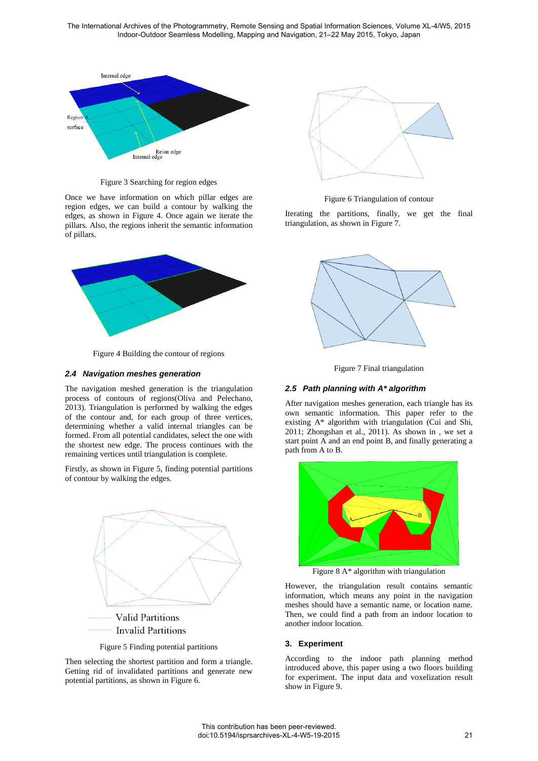Figure 3 Searching for region edges

Once we have information on which pillar edges are region edges, we can build a contour by walking the edges, as shown in Figure 4. Once again we iterate the pillars. Also, the regions inherit the semantic information of pillars.

Figure 4 Building the contour of regions

### 2.4 Navigation meshes generation

The navigation meshed generation is the triangulation process of contours of regions(Oliva and Pelechano, 2013). Triangulation is performed by walking the edges of the contour and, for each group of three vertices, determining whether a valid internal triangles can be formed. From all potential candidates, select the one with the shortest new edge. The process continues with the remaining vertices until triangulation is complete.

Firstly, as shown in Figure 5, finding potential partitions of contour by walking the edges.

Figure 5 Finding potential partitions

Then selecting the shortest partition and form a triangle. Getting rid of invalidated partitions and generate new potential partitions, as shown in Figure 6.

Figure 6 Triangulation of contour

Iterating the partitions, finally, we get the final triangulation, as shown in Figure 7.

Figure 7 Final triangulation

### 2.5 Path planning with A* algorithm

After navigation meshes generation, each triangle has its own semantic information. This paper refer to the existing A* algorithm with triangulation (Cui and Shi, 2011; Zhongshan et al., 2011). As shown in , we set a start point A and an end point B, and finally generating a path from A to B.

Figure 8 A* algorithm with triangulation

However, the triangulation result contains semantic information, which means any point in the navigation meshes should have a semantic name, or location name. Then, we could find a path from an indoor location to another indoor location.

## 3. Experiment

According to the indoor path planning method introduced above, this paper using a two floors building for experiment. The input data and voxelization result show in Figure 9.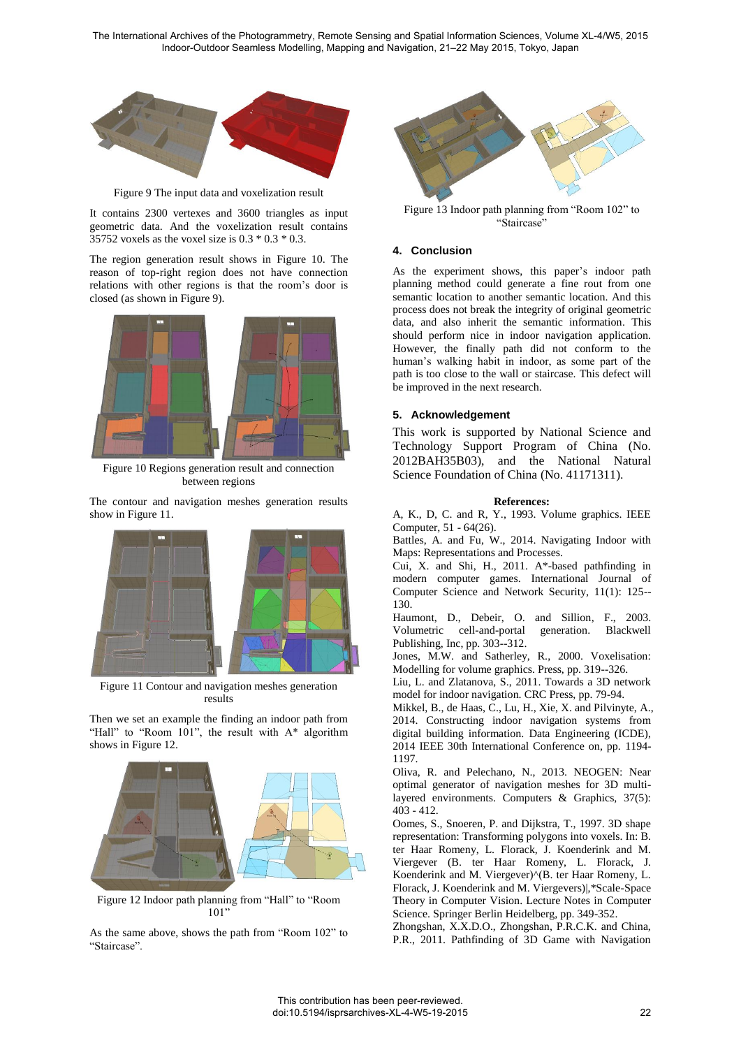Figure 9 The input data and voxelization result

It contains 2300 vertexes and 3600 triangles as input geometric data. And the voxelization result contains 35752 voxels as the voxel size is 0.3 * 0.3 * 0.3.

The region generation result shows in Figure 10. The reason of top-right region does not have connection relations with other regions is that the room's door is closed (as shown in Figure 9).

Figure 10 Regions generation result and connection between regions

The contour and navigation meshes generation results show in Figure 11.

Figure 11 Contour and navigation meshes generation results

Then we set an example the finding an indoor path from "Hall" to "Room 101", the result with A* algorithm shows in Figure 12.

Figure 12 Indoor path planning from "Hall" to "Room 101"

As the same above, shows the path from "Room 102" to "Staircase".

Figure 13 Indoor path planning from "Room 102" to "Staircase"

## 4. Conclusion

As the experiment shows, this paper's indoor path planning method could generate a fine rout from one semantic location to another semantic location. And this process does not break the integrity of original geometric data, and also inherit the semantic information. This should perform nice in indoor navigation application. However, the finally path did not conform to the human's walking habit in indoor, as some part of the path is too close to the wall or staircase. This defect will be improved in the next research.

## 5. Acknowledgement

This work is supported by National Science and Technology Support Program of China (No. 2012BAH35B03), and the National Natural Science Foundation of China (No. 41171311).

**References:**

A, K., D, C. and R, Y., 1993. Volume graphics. IEEE Computer, 51 - 64(26).

Battles, A. and Fu, W., 2014. Navigating Indoor with Maps: Representations and Processes.

Cui, X. and Shi, H., 2011. A*-based pathfinding in modern computer games. International Journal of Computer Science and Network Security, 11(1): 125--130.

Haumont, D., Debeir, O. and Sillion, F., 2003. Volumetric cell-and-portal generation. Blackwell Publishing, Inc, pp. 303--312.

Jones, M.W. and Satherley, R., 2000. Voxelisation: Modelling for volume graphics. Press, pp. 319--326.

Liu, L. and Zlatanova, S., 2011. Towards a 3D network model for indoor navigation. CRC Press, pp. 79-94.

Mikkel, B., de Haas, C., Lu, H., Xie, X. and Pilvinyte, A., 2014. Constructing indoor navigation systems from digital building information. Data Engineering (ICDE), 2014 IEEE 30th International Conference on, pp. 1194-1197.

Oliva, R. and Pelechano, N., 2013. NEOGEN: Near optimal generator of navigation meshes for 3D multi-layered environments. Computers & Graphics, 37(5): 403 - 412.

Oomes, S., Snoeren, P. and Dijkstra, T., 1997. 3D shape representation: Transforming polygons into voxels. In: B. ter Haar Romeny, L. Florack, J. Koenderink and M. Viergever (B. ter Haar Romeny, L. Florack, J. Koenderink and M. Viergever)^(B. ter Haar Romeny, L. Florack, J. Koenderink and M. Viergevers)|,*Scale-Space Theory in Computer Vision. Lecture Notes in Computer Science. Springer Berlin Heidelberg, pp. 349-352.

Zhongshan, X.X.D.O., Zhongshan, P.R.C.K. and China, P.R., 2011. Pathfinding of 3D Game with Navigation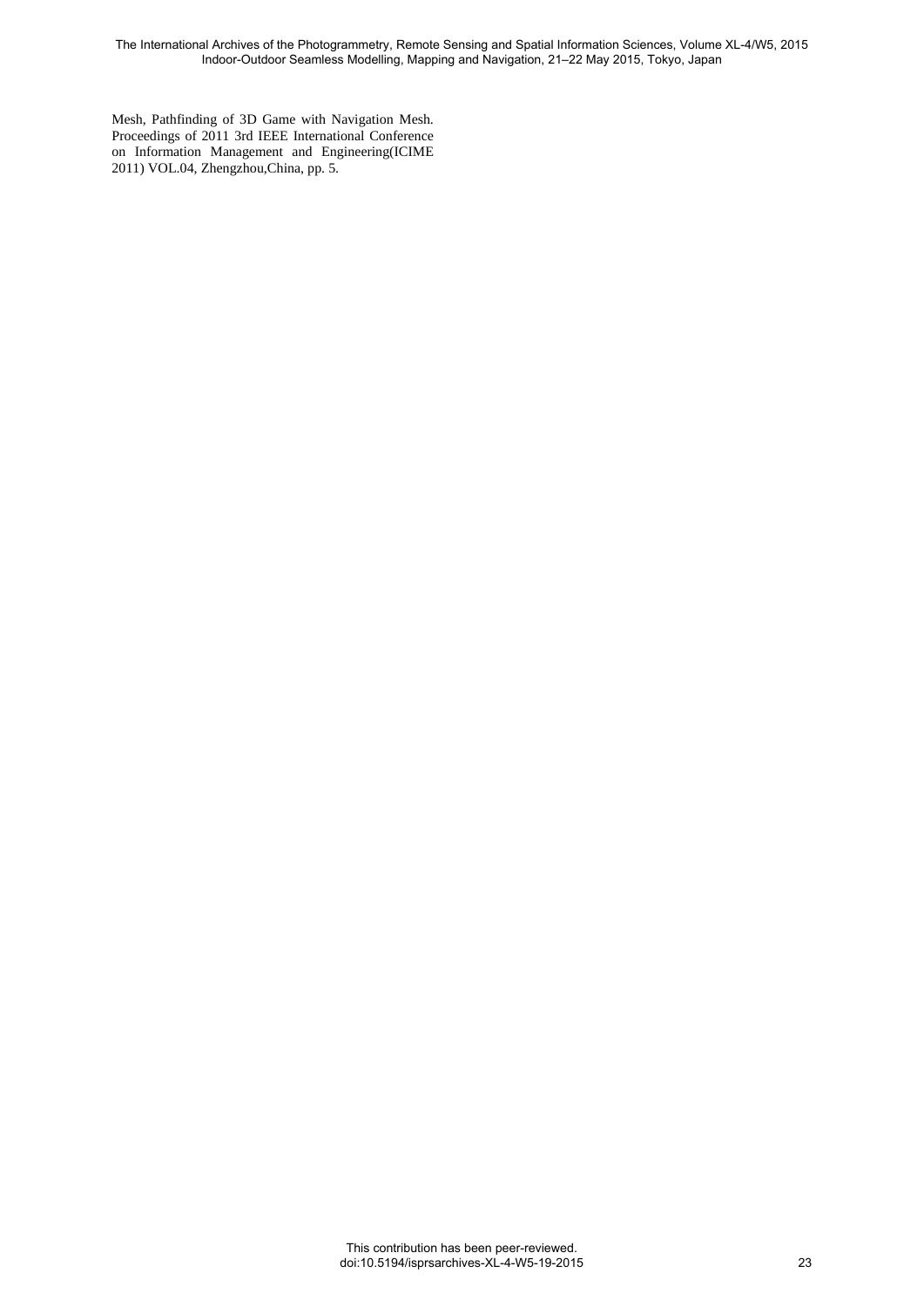Mesh, Pathfinding of 3D Game with Navigation Mesh. Proceedings of 2011 3rd IEEE International Conference on Information Management and Engineering(ICIME 2011) VOL.04, Zhengzhou,China, pp. 5.